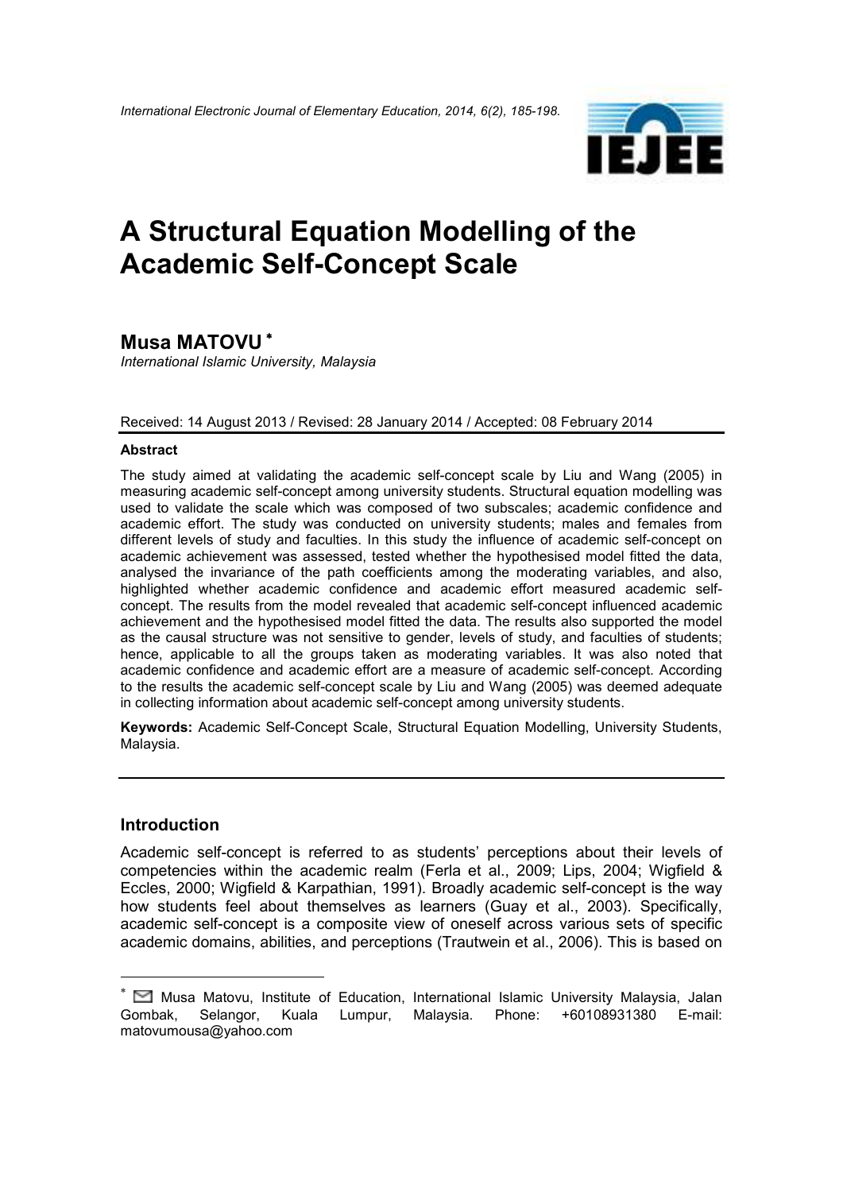# A Structural Equation Modelling of the Academic Self-Concept Scale

## Musa MATOVU [*]

*International Islamic University, Malaysia*

Received: 14 August 2013 / Revised: 28 January 2014 / Accepted: 08 February 2014

### Abstract

The study aimed at validating the academic self-concept scale by Liu and Wang (2005) in measuring academic self-concept among university students. Structural equation modelling was used to validate the scale which was composed of two subscales; academic confidence and academic effort. The study was conducted on university students; males and females from different levels of study and faculties. In this study the influence of academic self-concept on academic achievement was assessed, tested whether the hypothesised model fitted the data, analysed the invariance of the path coefficients among the moderating variables, and also, highlighted whether academic confidence and academic effort measured academic self-concept. The results from the model revealed that academic self-concept influenced academic achievement and the hypothesised model fitted the data. The results also supported the model as the causal structure was not sensitive to gender, levels of study, and faculties of students; hence, applicable to all the groups taken as moderating variables. It was also noted that academic confidence and academic effort are a measure of academic self-concept. According to the results the academic self-concept scale by Liu and Wang (2005) was deemed adequate in collecting information about academic self-concept among university students.

**Keywords:** Academic Self-Concept Scale, Structural Equation Modelling, University Students, Malaysia.

## Introduction

Academic self-concept is referred to as students' perceptions about their levels of competencies within the academic realm (Ferla et al., 2009; Lips, 2004; Wigfield & Eccles, 2000; Wigfield & Karpathian, 1991). Broadly academic self-concept is the way how students feel about themselves as learners (Guay et al., 2003). Specifically, academic self-concept is a composite view of oneself across various sets of specific academic domains, abilities, and perceptions (Trautwein et al., 2006). This is based on

[*] Musa Matovu, Institute of Education, International Islamic University Malaysia, Jalan Gombak, Selangor, Kuala Lumpur, Malaysia. Phone: +60108931380 E-mail: matovumousa@yahoo.com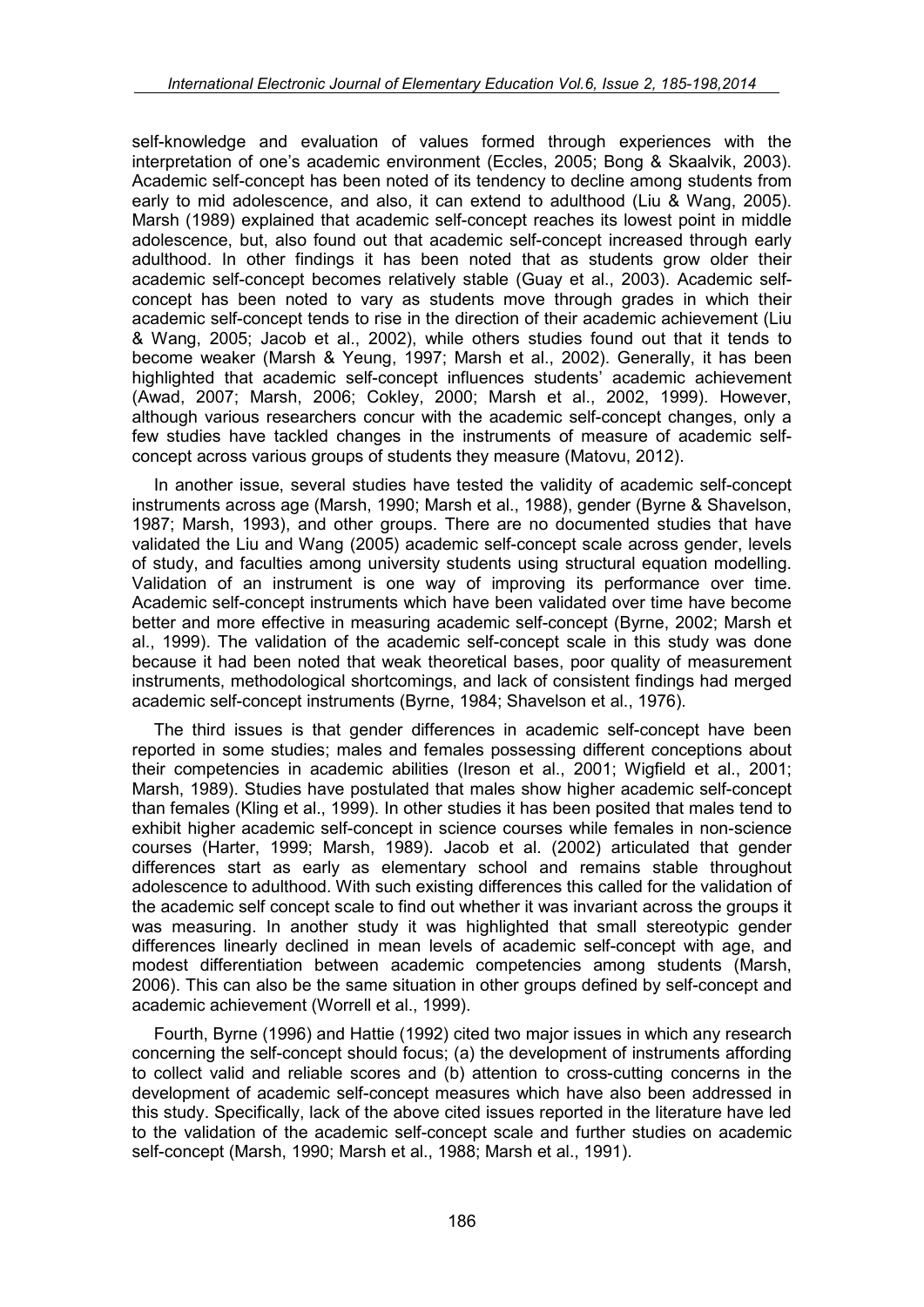self-knowledge and evaluation of values formed through experiences with the interpretation of one's academic environment (Eccles, 2005; Bong & Skaalvik, 2003). Academic self-concept has been noted of its tendency to decline among students from early to mid adolescence, and also, it can extend to adulthood (Liu & Wang, 2005). Marsh (1989) explained that academic self-concept reaches its lowest point in middle adolescence, but, also found out that academic self-concept increased through early adulthood. In other findings it has been noted that as students grow older their academic self-concept becomes relatively stable (Guay et al., 2003). Academic self-concept has been noted to vary as students move through grades in which their academic self-concept tends to rise in the direction of their academic achievement (Liu & Wang, 2005; Jacob et al., 2002), while others studies found out that it tends to become weaker (Marsh & Yeung, 1997; Marsh et al., 2002). Generally, it has been highlighted that academic self-concept influences students' academic achievement (Awad, 2007; Marsh, 2006; Cokley, 2000; Marsh et al., 2002, 1999). However, although various researchers concur with the academic self-concept changes, only a few studies have tackled changes in the instruments of measure of academic self-concept across various groups of students they measure (Matovu, 2012).

In another issue, several studies have tested the validity of academic self-concept instruments across age (Marsh, 1990; Marsh et al., 1988), gender (Byrne & Shavelson, 1987; Marsh, 1993), and other groups. There are no documented studies that have validated the Liu and Wang (2005) academic self-concept scale across gender, levels of study, and faculties among university students using structural equation modelling. Validation of an instrument is one way of improving its performance over time. Academic self-concept instruments which have been validated over time have become better and more effective in measuring academic self-concept (Byrne, 2002; Marsh et al., 1999). The validation of the academic self-concept scale in this study was done because it had been noted that weak theoretical bases, poor quality of measurement instruments, methodological shortcomings, and lack of consistent findings had merged academic self-concept instruments (Byrne, 1984; Shavelson et al., 1976).

The third issues is that gender differences in academic self-concept have been reported in some studies; males and females possessing different conceptions about their competencies in academic abilities (Ireson et al., 2001; Wigfield et al., 2001; Marsh, 1989). Studies have postulated that males show higher academic self-concept than females (Kling et al., 1999). In other studies it has been posited that males tend to exhibit higher academic self-concept in science courses while females in non-science courses (Harter, 1999; Marsh, 1989). Jacob et al. (2002) articulated that gender differences start as early as elementary school and remains stable throughout adolescence to adulthood. With such existing differences this called for the validation of the academic self concept scale to find out whether it was invariant across the groups it was measuring. In another study it was highlighted that small stereotypic gender differences linearly declined in mean levels of academic self-concept with age, and modest differentiation between academic competencies among students (Marsh, 2006). This can also be the same situation in other groups defined by self-concept and academic achievement (Worrell et al., 1999).

Fourth, Byrne (1996) and Hattie (1992) cited two major issues in which any research concerning the self-concept should focus; (a) the development of instruments affording to collect valid and reliable scores and (b) attention to cross-cutting concerns in the development of academic self-concept measures which have also been addressed in this study. Specifically, lack of the above cited issues reported in the literature have led to the validation of the academic self-concept scale and further studies on academic self-concept (Marsh, 1990; Marsh et al., 1988; Marsh et al., 1991).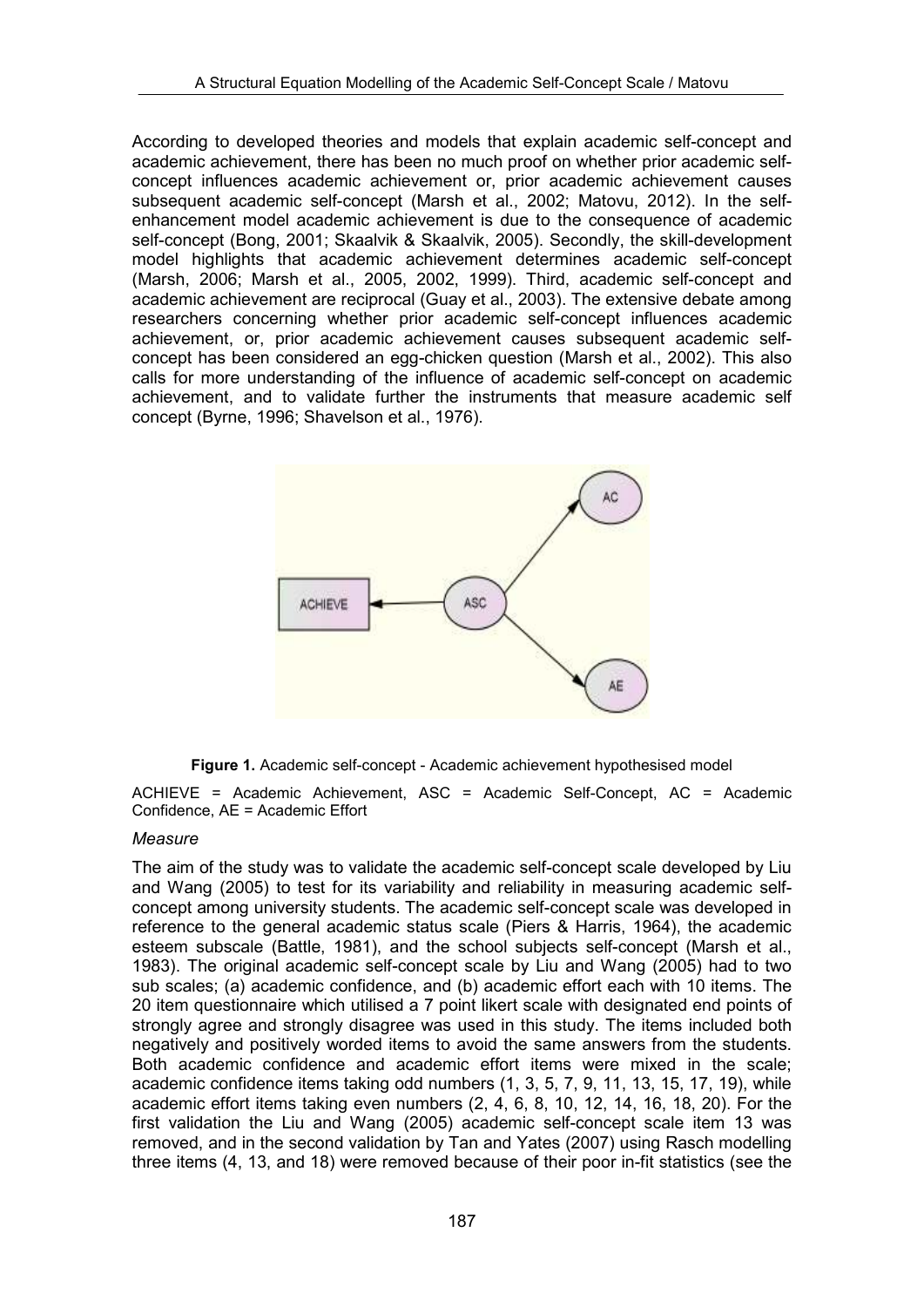According to developed theories and models that explain academic self-concept and academic achievement, there has been no much proof on whether prior academic self-concept influences academic achievement or, prior academic achievement causes subsequent academic self-concept (Marsh et al., 2002; Matovu, 2012). In the self-enhancement model academic achievement is due to the consequence of academic self-concept (Bong, 2001; Skaalvik & Skaalvik, 2005). Secondly, the skill-development model highlights that academic achievement determines academic self-concept (Marsh, 2006; Marsh et al., 2005, 2002, 1999). Third, academic self-concept and academic achievement are reciprocal (Guay et al., 2003). The extensive debate among researchers concerning whether prior academic self-concept influences academic achievement, or, prior academic achievement causes subsequent academic self-concept has been considered an egg-chicken question (Marsh et al., 2002). This also calls for more understanding of the influence of academic self-concept on academic achievement, and to validate further the instruments that measure academic self concept (Byrne, 1996; Shavelson et al., 1976).

**Figure 1.** Academic self-concept - Academic achievement hypothesised model

ACHIEVE = Academic Achievement, ASC = Academic Self-Concept, AC = Academic Confidence, AE = Academic Effort

*Measure*

The aim of the study was to validate the academic self-concept scale developed by Liu and Wang (2005) to test for its variability and reliability in measuring academic self-concept among university students. The academic self-concept scale was developed in reference to the general academic status scale (Piers & Harris, 1964), the academic esteem subscale (Battle, 1981), and the school subjects self-concept (Marsh et al., 1983). The original academic self-concept scale by Liu and Wang (2005) had to two sub scales; (a) academic confidence, and (b) academic effort each with 10 items. The 20 item questionnaire which utilised a 7 point likert scale with designated end points of strongly agree and strongly disagree was used in this study. The items included both negatively and positively worded items to avoid the same answers from the students. Both academic confidence and academic effort items were mixed in the scale; academic confidence items taking odd numbers (1, 3, 5, 7, 9, 11, 13, 15, 17, 19), while academic effort items taking even numbers (2, 4, 6, 8, 10, 12, 14, 16, 18, 20). For the first validation the Liu and Wang (2005) academic self-concept scale item 13 was removed, and in the second validation by Tan and Yates (2007) using Rasch modelling three items (4, 13, and 18) were removed because of their poor in-fit statistics (see the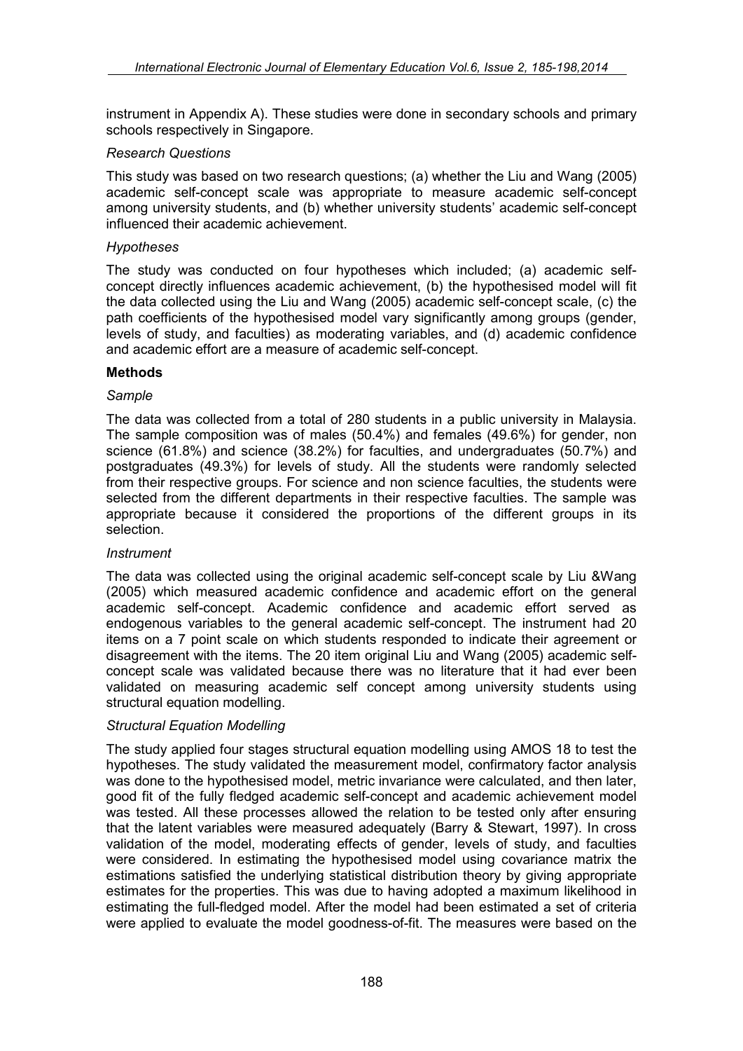instrument in Appendix A). These studies were done in secondary schools and primary schools respectively in Singapore.

*Research Questions*

This study was based on two research questions; (a) whether the Liu and Wang (2005) academic self-concept scale was appropriate to measure academic self-concept among university students, and (b) whether university students' academic self-concept influenced their academic achievement.

*Hypotheses*

The study was conducted on four hypotheses which included; (a) academic self-concept directly influences academic achievement, (b) the hypothesised model will fit the data collected using the Liu and Wang (2005) academic self-concept scale, (c) the path coefficients of the hypothesised model vary significantly among groups (gender, levels of study, and faculties) as moderating variables, and (d) academic confidence and academic effort are a measure of academic self-concept.

**Methods**

*Sample*

The data was collected from a total of 280 students in a public university in Malaysia. The sample composition was of males (50.4%) and females (49.6%) for gender, non science (61.8%) and science (38.2%) for faculties, and undergraduates (50.7%) and postgraduates (49.3%) for levels of study. All the students were randomly selected from their respective groups. For science and non science faculties, the students were selected from the different departments in their respective faculties. The sample was appropriate because it considered the proportions of the different groups in its selection.

*Instrument*

The data was collected using the original academic self-concept scale by Liu &Wang (2005) which measured academic confidence and academic effort on the general academic self-concept. Academic confidence and academic effort served as endogenous variables to the general academic self-concept. The instrument had 20 items on a 7 point scale on which students responded to indicate their agreement or disagreement with the items. The 20 item original Liu and Wang (2005) academic self-concept scale was validated because there was no literature that it had ever been validated on measuring academic self concept among university students using structural equation modelling.

*Structural Equation Modelling*

The study applied four stages structural equation modelling using AMOS 18 to test the hypotheses. The study validated the measurement model, confirmatory factor analysis was done to the hypothesised model, metric invariance were calculated, and then later, good fit of the fully fledged academic self-concept and academic achievement model was tested. All these processes allowed the relation to be tested only after ensuring that the latent variables were measured adequately (Barry & Stewart, 1997). In cross validation of the model, moderating effects of gender, levels of study, and faculties were considered. In estimating the hypothesised model using covariance matrix the estimations satisfied the underlying statistical distribution theory by giving appropriate estimates for the properties. This was due to having adopted a maximum likelihood in estimating the full-fledged model. After the model had been estimated a set of criteria were applied to evaluate the model goodness-of-fit. The measures were based on the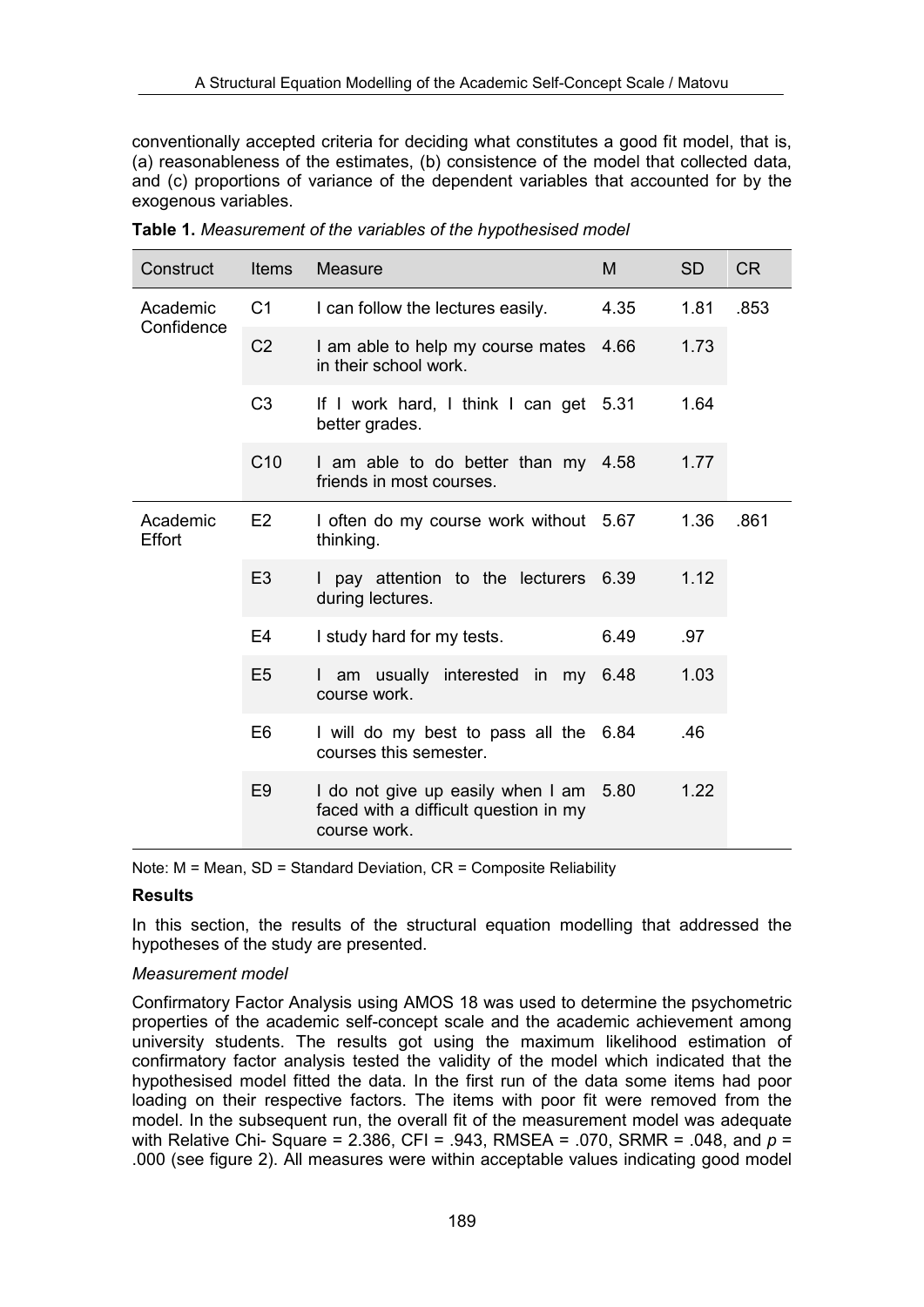conventionally accepted criteria for deciding what constitutes a good fit model, that is, (a) reasonableness of the estimates, (b) consistence of the model that collected data, and (c) proportions of variance of the dependent variables that accounted for by the exogenous variables.

**Table 1.** *Measurement of the variables of the hypothesised model*

| Construct | Items | Measure | M | SD | CR |
|---|---|---|---|---|---|
| Academic Confidence | C1 | I can follow the lectures easily. | 4.35 | 1.81 | .853 |
| | C2 | I am able to help my course mates in their school work. | 4.66 | 1.73 | |
| | C3 | If I work hard, I think I can get better grades. | 5.31 | 1.64 | |
| | C10 | I am able to do better than my friends in most courses. | 4.58 | 1.77 | |
| Academic Effort | E2 | I often do my course work without thinking. | 5.67 | 1.36 | .861 |
| | E3 | I pay attention to the lecturers during lectures. | 6.39 | 1.12 | |
| | E4 | I study hard for my tests. | 6.49 | .97 | |
| | E5 | I am usually interested in my course work. | 6.48 | 1.03 | |
| | E6 | I will do my best to pass all the courses this semester. | 6.84 | .46 | |
| | E9 | I do not give up easily when I am faced with a difficult question in my course work. | 5.80 | 1.22 | |

Note: M = Mean, SD = Standard Deviation, CR = Composite Reliability

**Results**

In this section, the results of the structural equation modelling that addressed the hypotheses of the study are presented.

*Measurement model*

Confirmatory Factor Analysis using AMOS 18 was used to determine the psychometric properties of the academic self-concept scale and the academic achievement among university students. The results got using the maximum likelihood estimation of confirmatory factor analysis tested the validity of the model which indicated that the hypothesised model fitted the data. In the first run of the data some items had poor loading on their respective factors. The items with poor fit were removed from the model. In the subsequent run, the overall fit of the measurement model was adequate with Relative Chi- Square = 2.386, CFI = .943, RMSEA = .070, SRMR = .048, and $p$ = .000 (see figure 2). All measures were within acceptable values indicating good model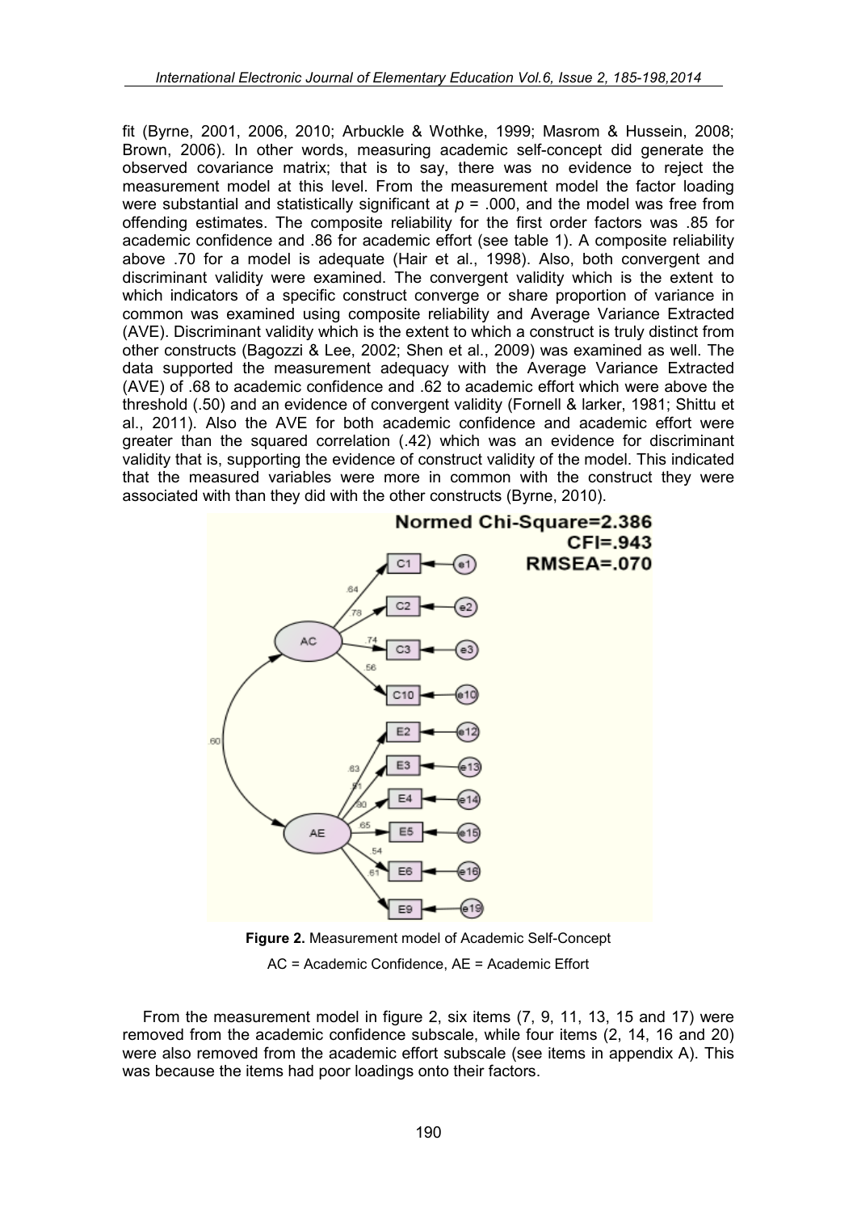fit (Byrne, 2001, 2006, 2010; Arbuckle & Wothke, 1999; Masrom & Hussein, 2008; Brown, 2006). In other words, measuring academic self-concept did generate the observed covariance matrix; that is to say, there was no evidence to reject the measurement model at this level. From the measurement model the factor loading were substantial and statistically significant at $p$ = .000, and the model was free from offending estimates. The composite reliability for the first order factors was .85 for academic confidence and .86 for academic effort (see table 1). A composite reliability above .70 for a model is adequate (Hair et al., 1998). Also, both convergent and discriminant validity were examined. The convergent validity which is the extent to which indicators of a specific construct converge or share proportion of variance in common was examined using composite reliability and Average Variance Extracted (AVE). Discriminant validity which is the extent to which a construct is truly distinct from other constructs (Bagozzi & Lee, 2002; Shen et al., 2009) was examined as well. The data supported the measurement adequacy with the Average Variance Extracted (AVE) of .68 to academic confidence and .62 to academic effort which were above the threshold (.50) and an evidence of convergent validity (Fornell & larker, 1981; Shittu et al., 2011). Also the AVE for both academic confidence and academic effort were greater than the squared correlation (.42) which was an evidence for discriminant validity that is, supporting the evidence of construct validity of the model. This indicated that the measured variables were more in common with the construct they were associated with than they did with the other constructs (Byrne, 2010).

**Figure 2.** Measurement model of Academic Self-Concept

AC = Academic Confidence, AE = Academic Effort

From the measurement model in figure 2, six items (7, 9, 11, 13, 15 and 17) were removed from the academic confidence subscale, while four items (2, 14, 16 and 20) were also removed from the academic effort subscale (see items in appendix A). This was because the items had poor loadings onto their factors.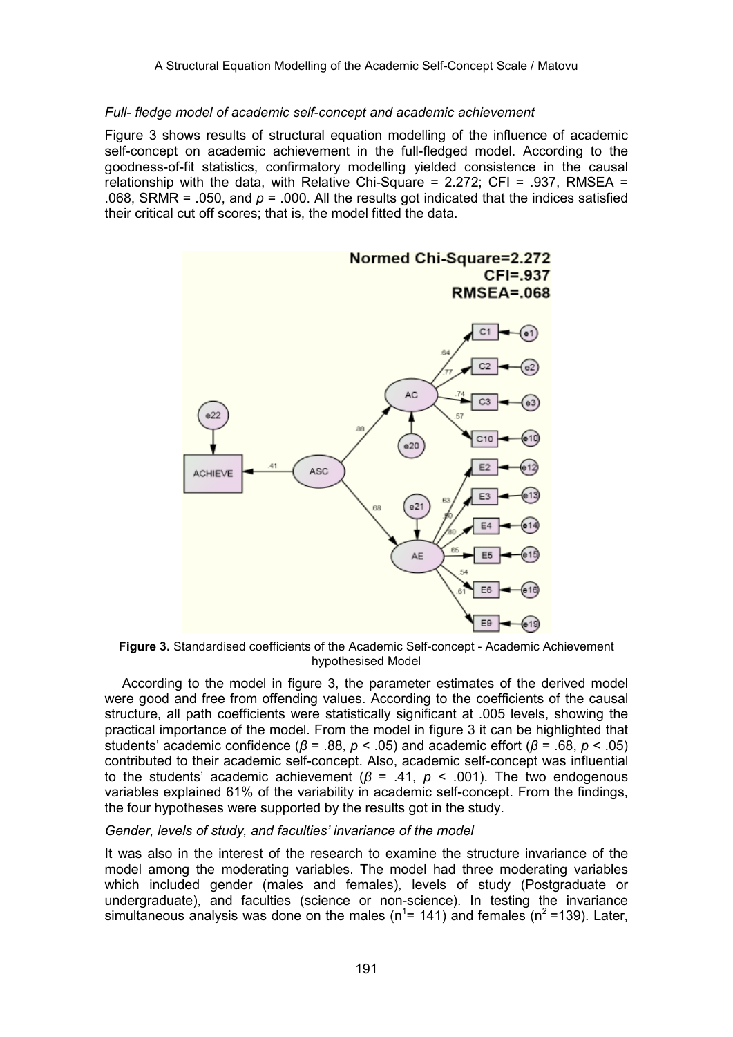*Full- fledge model of academic self-concept and academic achievement*

Figure 3 shows results of structural equation modelling of the influence of academic self-concept on academic achievement in the full-fledged model. According to the goodness-of-fit statistics, confirmatory modelling yielded consistence in the causal relationship with the data, with Relative Chi-Square = 2.272; CFI = .937, RMSEA = .068, SRMR = .050, and $p$ = .000. All the results got indicated that the indices satisfied their critical cut off scores; that is, the model fitted the data.

**Figure 3.** Standardised coefficients of the Academic Self-concept - Academic Achievement hypothesised Model

According to the model in figure 3, the parameter estimates of the derived model were good and free from offending values. According to the coefficients of the causal structure, all path coefficients were statistically significant at .005 levels, showing the practical importance of the model. From the model in figure 3 it can be highlighted that students' academic confidence ($\beta$ = .88, $p$ < .05) and academic effort ($\beta$ = .68, $p$ < .05) contributed to their academic self-concept. Also, academic self-concept was influential to the students' academic achievement ($\beta$ = .41, $p$ < .001). The two endogenous variables explained 61% of the variability in academic self-concept. From the findings, the four hypotheses were supported by the results got in the study.

*Gender, levels of study, and faculties' invariance of the model*

It was also in the interest of the research to examine the structure invariance of the model among the moderating variables. The model had three moderating variables which included gender (males and females), levels of study (Postgraduate or undergraduate), and faculties (science or non-science). In testing the invariance simultaneous analysis was done on the males ($n^1$= 141) and females ($n^2$ =139). Later,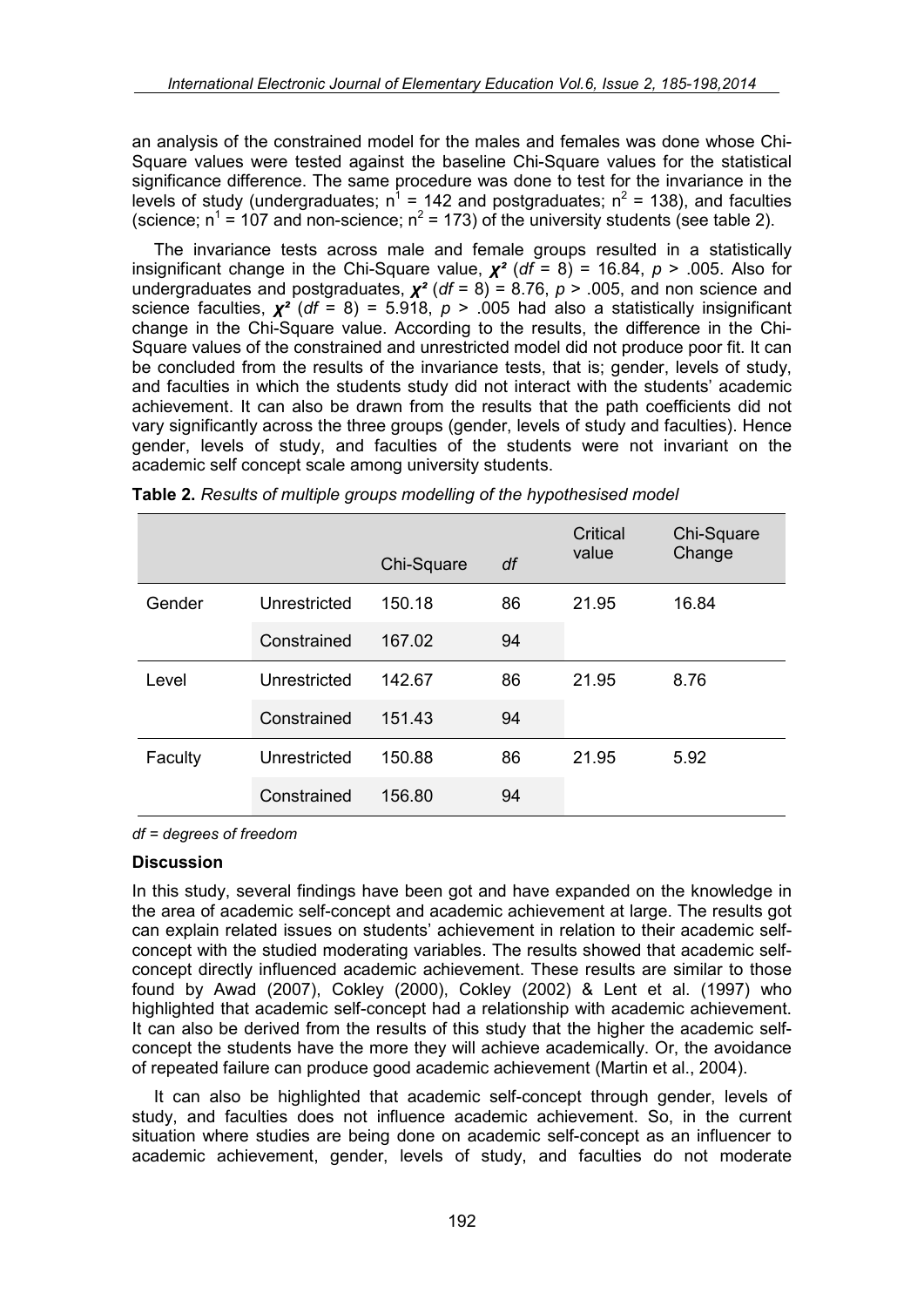an analysis of the constrained model for the males and females was done whose Chi-Square values were tested against the baseline Chi-Square values for the statistical significance difference. The same procedure was done to test for the invariance in the levels of study (undergraduates; $n^1 = 142$ and postgraduates; $n^2 = 138$), and faculties (science; $n^1 = 107$ and non-science; $n^2 = 173$) of the university students (see table 2).

The invariance tests across male and female groups resulted in a statistically insignificant change in the Chi-Square value, $\chi^2$ ($df = 8$) = 16.84, $p > .005$. Also for undergraduates and postgraduates, $\chi^2$ ($df = 8$) = 8.76, $p > .005$, and non science and science faculties, $\chi^2$ ($df = 8$) = 5.918, $p > .005$ had also a statistically insignificant change in the Chi-Square value. According to the results, the difference in the Chi-Square values of the constrained and unrestricted model did not produce poor fit. It can be concluded from the results of the invariance tests, that is; gender, levels of study, and faculties in which the students study did not interact with the students' academic achievement. It can also be drawn from the results that the path coefficients did not vary significantly across the three groups (gender, levels of study and faculties). Hence gender, levels of study, and faculties of the students were not invariant on the academic self concept scale among university students.

**Table 2.** *Results of multiple groups modelling of the hypothesised model*

| | | Chi-Square | *df* | Critical value | Chi-Square Change |
|---|---|---|---|---|---|
| Gender | Unrestricted | 150.18 | 86 | 21.95 | 16.84 |
| | Constrained | 167.02 | 94 | | |
| Level | Unrestricted | 142.67 | 86 | 21.95 | 8.76 |
| | Constrained | 151.43 | 94 | | |
| Faculty | Unrestricted | 150.88 | 86 | 21.95 | 5.92 |
| | Constrained | 156.80 | 94 | | |

*df = degrees of freedom*

### Discussion

In this study, several findings have been got and have expanded on the knowledge in the area of academic self-concept and academic achievement at large. The results got can explain related issues on students' achievement in relation to their academic self-concept with the studied moderating variables. The results showed that academic self-concept directly influenced academic achievement. These results are similar to those found by Awad (2007), Cokley (2000), Cokley (2002) & Lent et al. (1997) who highlighted that academic self-concept had a relationship with academic achievement. It can also be derived from the results of this study that the higher the academic self-concept the students have the more they will achieve academically. Or, the avoidance of repeated failure can produce good academic achievement (Martin et al., 2004).

It can also be highlighted that academic self-concept through gender, levels of study, and faculties does not influence academic achievement. So, in the current situation where studies are being done on academic self-concept as an influencer to academic achievement, gender, levels of study, and faculties do not moderate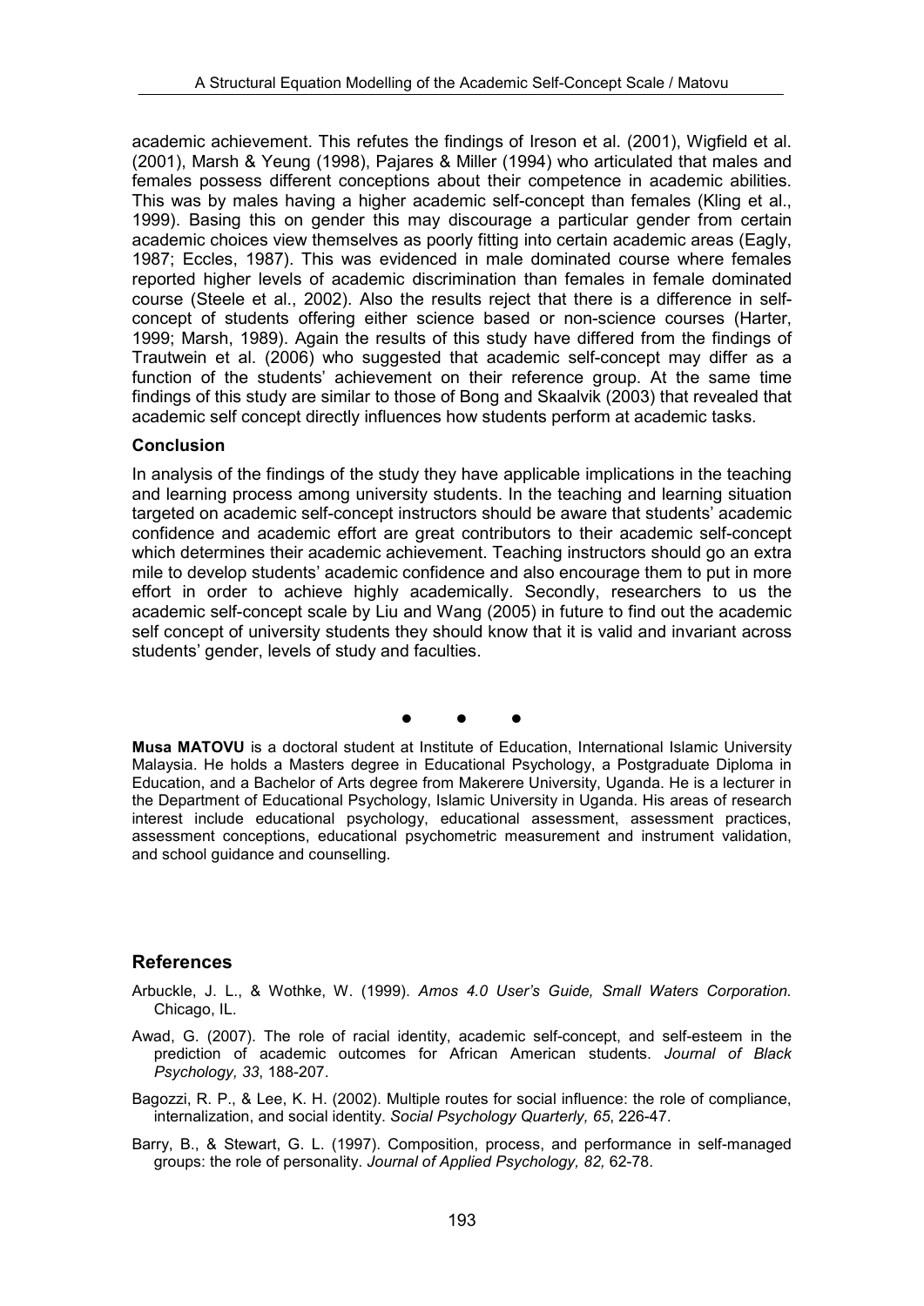academic achievement. This refutes the findings of Ireson et al. (2001), Wigfield et al. (2001), Marsh & Yeung (1998), Pajares & Miller (1994) who articulated that males and females possess different conceptions about their competence in academic abilities. This was by males having a higher academic self-concept than females (Kling et al., 1999). Basing this on gender this may discourage a particular gender from certain academic choices view themselves as poorly fitting into certain academic areas (Eagly, 1987; Eccles, 1987). This was evidenced in male dominated course where females reported higher levels of academic discrimination than females in female dominated course (Steele et al., 2002). Also the results reject that there is a difference in self-concept of students offering either science based or non-science courses (Harter, 1999; Marsh, 1989). Again the results of this study have differed from the findings of Trautwein et al. (2006) who suggested that academic self-concept may differ as a function of the students' achievement on their reference group. At the same time findings of this study are similar to those of Bong and Skaalvik (2003) that revealed that academic self concept directly influences how students perform at academic tasks.

### Conclusion

In analysis of the findings of the study they have applicable implications in the teaching and learning process among university students. In the teaching and learning situation targeted on academic self-concept instructors should be aware that students' academic confidence and academic effort are great contributors to their academic self-concept which determines their academic achievement. Teaching instructors should go an extra mile to develop students' academic confidence and also encourage them to put in more effort in order to achieve highly academically. Secondly, researchers to us the academic self-concept scale by Liu and Wang (2005) in future to find out the academic self concept of university students they should know that it is valid and invariant across students' gender, levels of study and faculties.

● ● ●

**Musa MATOVU** is a doctoral student at Institute of Education, International Islamic University Malaysia. He holds a Masters degree in Educational Psychology, a Postgraduate Diploma in Education, and a Bachelor of Arts degree from Makerere University, Uganda. He is a lecturer in the Department of Educational Psychology, Islamic University in Uganda. His areas of research interest include educational psychology, educational assessment, assessment practices, assessment conceptions, educational psychometric measurement and instrument validation, and school guidance and counselling.

## References

Arbuckle, J. L., & Wothke, W. (1999). *Amos 4.0 User's Guide, Small Waters Corporation.* Chicago, IL.

Awad, G. (2007). The role of racial identity, academic self-concept, and self-esteem in the prediction of academic outcomes for African American students. *Journal of Black Psychology, 33*, 188-207.

Bagozzi, R. P., & Lee, K. H. (2002). Multiple routes for social influence: the role of compliance, internalization, and social identity. *Social Psychology Quarterly, 65*, 226-47.

Barry, B., & Stewart, G. L. (1997). Composition, process, and performance in self-managed groups: the role of personality. *Journal of Applied Psychology, 82,* 62-78.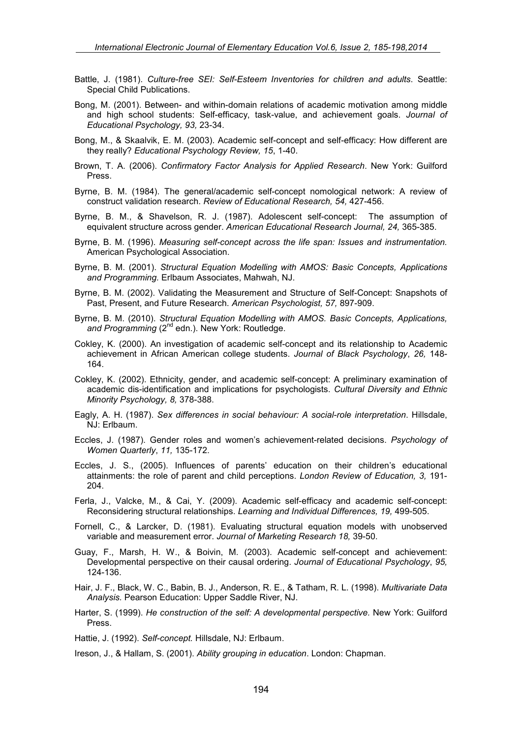Battle, J. (1981). *Culture-free SEI: Self-Esteem Inventories for children and adults*. Seattle: Special Child Publications.

Bong, M. (2001). Between- and within-domain relations of academic motivation among middle and high school students: Self-efficacy, task-value, and achievement goals. *Journal of Educational Psychology, 93,* 23-34.

Bong, M., & Skaalvik, E. M. (2003). Academic self-concept and self-efficacy: How different are they really? *Educational Psychology Review, 15*, 1-40.

Brown, T. A. (2006). *Confirmatory Factor Analysis for Applied Research*. New York: Guilford Press.

Byrne, B. M. (1984). The general/academic self-concept nomological network: A review of construct validation research. *Review of Educational Research, 54,* 427-456.

Byrne, B. M., & Shavelson, R. J. (1987). Adolescent self-concept: The assumption of equivalent structure across gender. *American Educational Research Journal, 24,* 365-385.

Byrne, B. M. (1996). *Measuring self-concept across the life span: Issues and instrumentation.* American Psychological Association.

Byrne, B. M. (2001). *Structural Equation Modelling with AMOS: Basic Concepts, Applications and Programming*. Erlbaum Associates, Mahwah, NJ.

Byrne, B. M. (2002). Validating the Measurement and Structure of Self-Concept: Snapshots of Past, Present, and Future Research. *American Psychologist, 57,* 897-909.

Byrne, B. M. (2010). *Structural Equation Modelling with AMOS. Basic Concepts, Applications, and Programming* (2nd edn.). New York: Routledge.

Cokley, K. (2000). An investigation of academic self-concept and its relationship to Academic achievement in African American college students. *Journal of Black Psychology*, *26,* 148-164.

Cokley, K. (2002). Ethnicity, gender, and academic self-concept: A preliminary examination of academic dis-identification and implications for psychologists. *Cultural Diversity and Ethnic Minority Psychology, 8,* 378-388.

Eagly, A. H. (1987). *Sex differences in social behaviour: A social-role interpretation*. Hillsdale, NJ: Erlbaum.

Eccles, J. (1987). Gender roles and women's achievement-related decisions. *Psychology of Women Quarterly*, *11,* 135-172.

Eccles, J. S., (2005). Influences of parents' education on their children's educational attainments: the role of parent and child perceptions. *London Review of Education, 3,* 191-204.

Ferla, J., Valcke, M., & Cai, Y. (2009). Academic self-efficacy and academic self-concept: Reconsidering structural relationships. *Learning and Individual Differences, 19,* 499-505.

Fornell, C., & Larcker, D. (1981). Evaluating structural equation models with unobserved variable and measurement error. *Journal of Marketing Research 18,* 39-50.

Guay, F., Marsh, H. W., & Boivin, M. (2003). Academic self-concept and achievement: Developmental perspective on their causal ordering. *Journal of Educational Psychology*, *95,* 124-136.

Hair, J. F., Black, W. C., Babin, B. J., Anderson, R. E., & Tatham, R. L. (1998). *Multivariate Data Analysis.* Pearson Education: Upper Saddle River, NJ.

Harter, S. (1999). *He construction of the self: A developmental perspective.* New York: Guilford Press.

Hattie, J. (1992). *Self-concept.* Hillsdale, NJ: Erlbaum.

Ireson, J., & Hallam, S. (2001). *Ability grouping in education*. London: Chapman.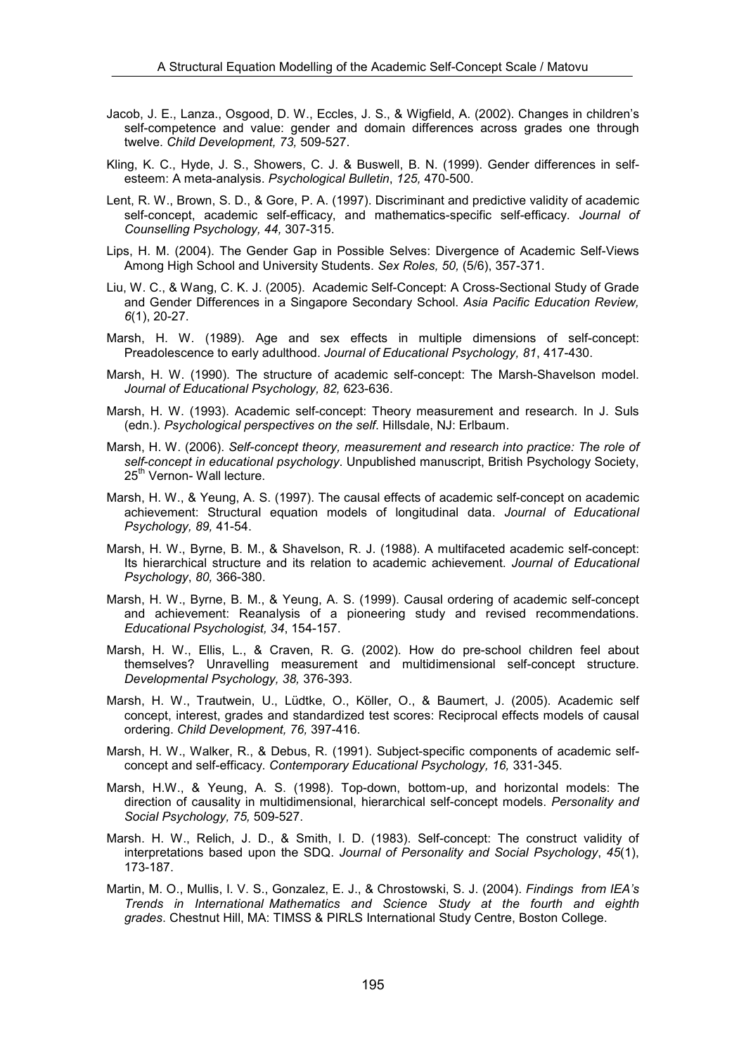Jacob, J. E., Lanza., Osgood, D. W., Eccles, J. S., & Wigfield, A. (2002). Changes in children's self-competence and value: gender and domain differences across grades one through twelve. *Child Development, 73,* 509-527.

Kling, K. C., Hyde, J. S., Showers, C. J. & Buswell, B. N. (1999). Gender differences in self-esteem: A meta-analysis. *Psychological Bulletin*, *125,* 470-500.

Lent, R. W., Brown, S. D., & Gore, P. A. (1997). Discriminant and predictive validity of academic self-concept, academic self-efficacy, and mathematics-specific self-efficacy. *Journal of Counselling Psychology, 44,* 307-315.

Lips, H. M. (2004). The Gender Gap in Possible Selves: Divergence of Academic Self-Views Among High School and University Students. *Sex Roles, 50,* (5/6), 357-371.

Liu, W. C., & Wang, C. K. J. (2005). Academic Self-Concept: A Cross-Sectional Study of Grade and Gender Differences in a Singapore Secondary School. *Asia Pacific Education Review, 6*(1), 20-27.

Marsh, H. W. (1989). Age and sex effects in multiple dimensions of self-concept: Preadolescence to early adulthood. *Journal of Educational Psychology, 81*, 417-430.

Marsh, H. W. (1990). The structure of academic self-concept: The Marsh-Shavelson model. *Journal of Educational Psychology, 82,* 623-636.

Marsh, H. W. (1993). Academic self-concept: Theory measurement and research. In J. Suls (edn.). *Psychological perspectives on the self*. Hillsdale, NJ: Erlbaum.

Marsh, H. W. (2006). *Self-concept theory, measurement and research into practice: The role of self-concept in educational psychology*. Unpublished manuscript, British Psychology Society, 25th Vernon- Wall lecture.

Marsh, H. W., & Yeung, A. S. (1997). The causal effects of academic self-concept on academic achievement: Structural equation models of longitudinal data. *Journal of Educational Psychology, 89,* 41-54.

Marsh, H. W., Byrne, B. M., & Shavelson, R. J. (1988). A multifaceted academic self-concept: Its hierarchical structure and its relation to academic achievement. *Journal of Educational Psychology*, *80,* 366-380.

Marsh, H. W., Byrne, B. M., & Yeung, A. S. (1999). Causal ordering of academic self-concept and achievement: Reanalysis of a pioneering study and revised recommendations. *Educational Psychologist, 34*, 154-157.

Marsh, H. W., Ellis, L., & Craven, R. G. (2002). How do pre-school children feel about themselves? Unravelling measurement and multidimensional self-concept structure. *Developmental Psychology, 38,* 376-393.

Marsh, H. W., Trautwein, U., Lüdtke, O., Köller, O., & Baumert, J. (2005). Academic self concept, interest, grades and standardized test scores: Reciprocal effects models of causal ordering. *Child Development, 76,* 397-416.

Marsh, H. W., Walker, R., & Debus, R. (1991). Subject-specific components of academic self-concept and self-efficacy. *Contemporary Educational Psychology, 16,* 331-345.

Marsh, H.W., & Yeung, A. S. (1998). Top-down, bottom-up, and horizontal models: The direction of causality in multidimensional, hierarchical self-concept models. *Personality and Social Psychology, 75,* 509-527.

Marsh. H. W., Relich, J. D., & Smith, I. D. (1983). Self-concept: The construct validity of interpretations based upon the SDQ. *Journal of Personality and Social Psychology*, *45*(1), 173-187.

Martin, M. O., Mullis, I. V. S., Gonzalez, E. J., & Chrostowski, S. J. (2004). *Findings from IEA's Trends in International Mathematics and Science Study at the fourth and eighth grades*. Chestnut Hill, MA: TIMSS & PIRLS International Study Centre, Boston College.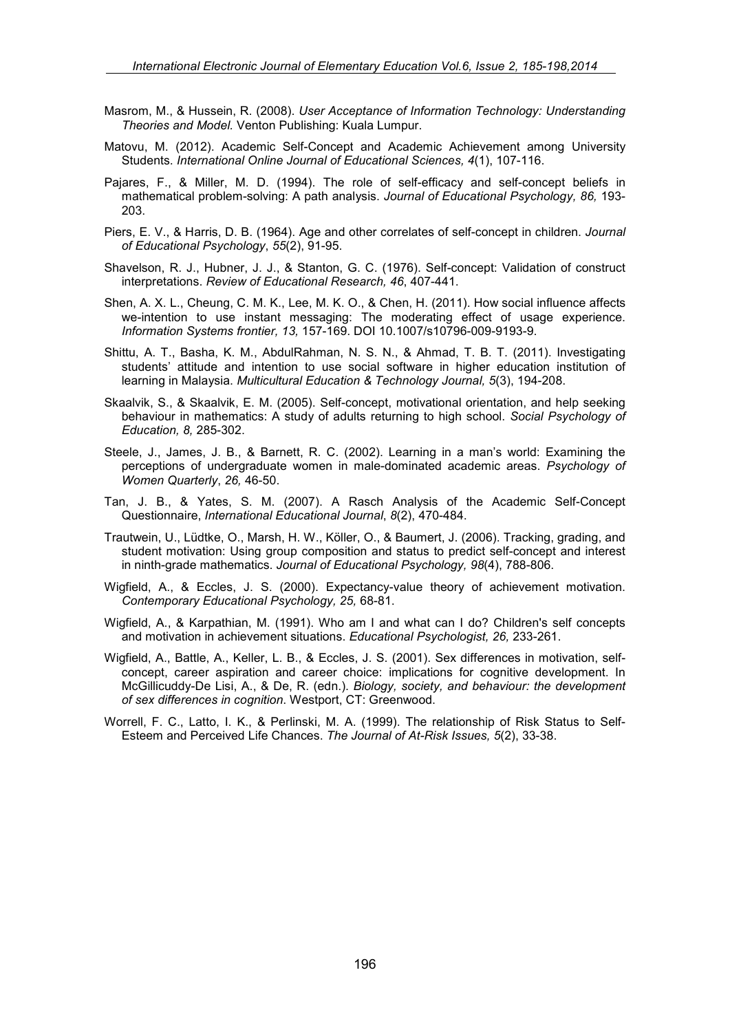Masrom, M., & Hussein, R. (2008). *User Acceptance of Information Technology: Understanding Theories and Model.* Venton Publishing: Kuala Lumpur.

Matovu, M. (2012). Academic Self-Concept and Academic Achievement among University Students. *International Online Journal of Educational Sciences, 4*(1), 107-116.

Pajares, F., & Miller, M. D. (1994). The role of self-efficacy and self-concept beliefs in mathematical problem-solving: A path analysis. *Journal of Educational Psychology, 86,* 193-203.

Piers, E. V., & Harris, D. B. (1964). Age and other correlates of self-concept in children. *Journal of Educational Psychology*, *55*(2), 91-95.

Shavelson, R. J., Hubner, J. J., & Stanton, G. C. (1976). Self-concept: Validation of construct interpretations. *Review of Educational Research, 46*, 407-441.

Shen, A. X. L., Cheung, C. M. K., Lee, M. K. O., & Chen, H. (2011). How social influence affects we-intention to use instant messaging: The moderating effect of usage experience. *Information Systems frontier, 13,* 157-169. DOI 10.1007/s10796-009-9193-9.

Shittu, A. T., Basha, K. M., AbdulRahman, N. S. N., & Ahmad, T. B. T. (2011). Investigating students' attitude and intention to use social software in higher education institution of learning in Malaysia. *Multicultural Education & Technology Journal, 5*(3), 194-208.

Skaalvik, S., & Skaalvik, E. M. (2005). Self-concept, motivational orientation, and help seeking behaviour in mathematics: A study of adults returning to high school. *Social Psychology of Education, 8,* 285-302.

Steele, J., James, J. B., & Barnett, R. C. (2002). Learning in a man's world: Examining the perceptions of undergraduate women in male-dominated academic areas. *Psychology of Women Quarterly*, *26,* 46-50.

Tan, J. B., & Yates, S. M. (2007). A Rasch Analysis of the Academic Self-Concept Questionnaire, *International Educational Journal*, *8*(2), 470-484.

Trautwein, U., Lüdtke, O., Marsh, H. W., Köller, O., & Baumert, J. (2006). Tracking, grading, and student motivation: Using group composition and status to predict self-concept and interest in ninth-grade mathematics. *Journal of Educational Psychology, 98*(4), 788-806.

Wigfield, A., & Eccles, J. S. (2000). Expectancy-value theory of achievement motivation. *Contemporary Educational Psychology, 25,* 68-81.

Wigfield, A., & Karpathian, M. (1991). Who am I and what can I do? Children's self concepts and motivation in achievement situations. *Educational Psychologist, 26,* 233-261.

Wigfield, A., Battle, A., Keller, L. B., & Eccles, J. S. (2001). Sex differences in motivation, self-concept, career aspiration and career choice: implications for cognitive development. In McGillicuddy-De Lisi, A., & De, R. (edn.). *Biology, society, and behaviour: the development of sex differences in cognition*. Westport, CT: Greenwood.

Worrell, F. C., Latto, I. K., & Perlinski, M. A. (1999). The relationship of Risk Status to Self-Esteem and Perceived Life Chances. *The Journal of At-Risk Issues, 5*(2), 33-38.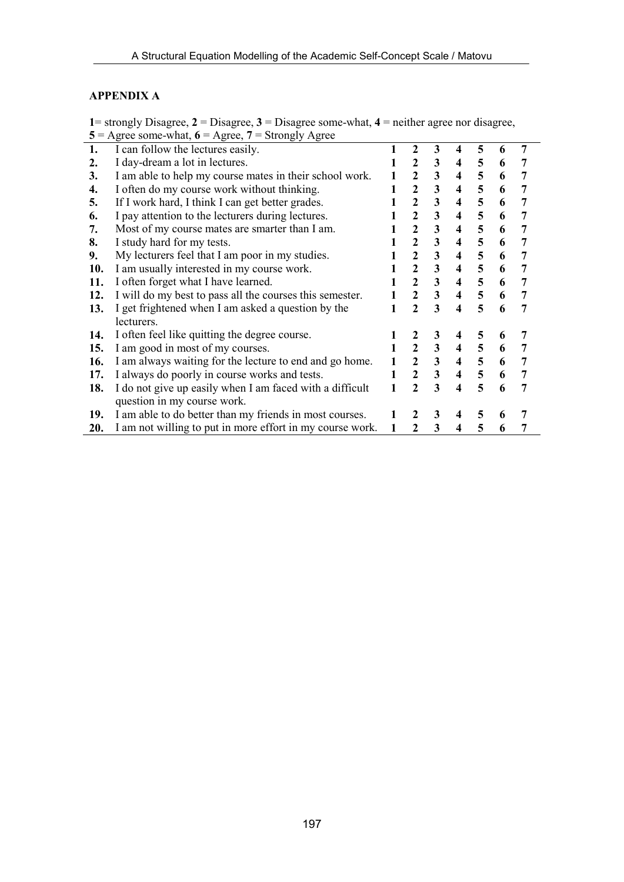## APPENDIX A

**1**= strongly Disagree, **2** = Disagree, **3** = Disagree some-what, **4** = neither agree nor disagree, **5** = Agree some-what, **6** = Agree, **7** = Strongly Agree

| | | | | | | | | |
|---|---|---|---|---|---|---|---|---|
| **1.** | I can follow the lectures easily. | **1** | **2** | **3** | **4** | **5** | **6** | **7** |
| **2.** | I day-dream a lot in lectures. | **1** | **2** | **3** | **4** | **5** | **6** | **7** |
| **3.** | I am able to help my course mates in their school work. | **1** | **2** | **3** | **4** | **5** | **6** | **7** |
| **4.** | I often do my course work without thinking. | **1** | **2** | **3** | **4** | **5** | **6** | **7** |
| **5.** | If I work hard, I think I can get better grades. | **1** | **2** | **3** | **4** | **5** | **6** | **7** |
| **6.** | I pay attention to the lecturers during lectures. | **1** | **2** | **3** | **4** | **5** | **6** | **7** |
| **7.** | Most of my course mates are smarter than I am. | **1** | **2** | **3** | **4** | **5** | **6** | **7** |
| **8.** | I study hard for my tests. | **1** | **2** | **3** | **4** | **5** | **6** | **7** |
| **9.** | My lecturers feel that I am poor in my studies. | **1** | **2** | **3** | **4** | **5** | **6** | **7** |
| **10.** | I am usually interested in my course work. | **1** | **2** | **3** | **4** | **5** | **6** | **7** |
| **11.** | I often forget what I have learned. | **1** | **2** | **3** | **4** | **5** | **6** | **7** |
| **12.** | I will do my best to pass all the courses this semester. | **1** | **2** | **3** | **4** | **5** | **6** | **7** |
| **13.** | I get frightened when I am asked a question by the lecturers. | **1** | **2** | **3** | **4** | **5** | **6** | **7** |
| **14.** | I often feel like quitting the degree course. | **1** | **2** | **3** | **4** | **5** | **6** | **7** |
| **15.** | I am good in most of my courses. | **1** | **2** | **3** | **4** | **5** | **6** | **7** |
| **16.** | I am always waiting for the lecture to end and go home. | **1** | **2** | **3** | **4** | **5** | **6** | **7** |
| **17.** | I always do poorly in course works and tests. | **1** | **2** | **3** | **4** | **5** | **6** | **7** |
| **18.** | I do not give up easily when I am faced with a difficult question in my course work. | **1** | **2** | **3** | **4** | **5** | **6** | **7** |
| **19.** | I am able to do better than my friends in most courses. | **1** | **2** | **3** | **4** | **5** | **6** | **7** |
| **20.** | I am not willing to put in more effort in my course work. | **1** | **2** | **3** | **4** | **5** | **6** | **7** |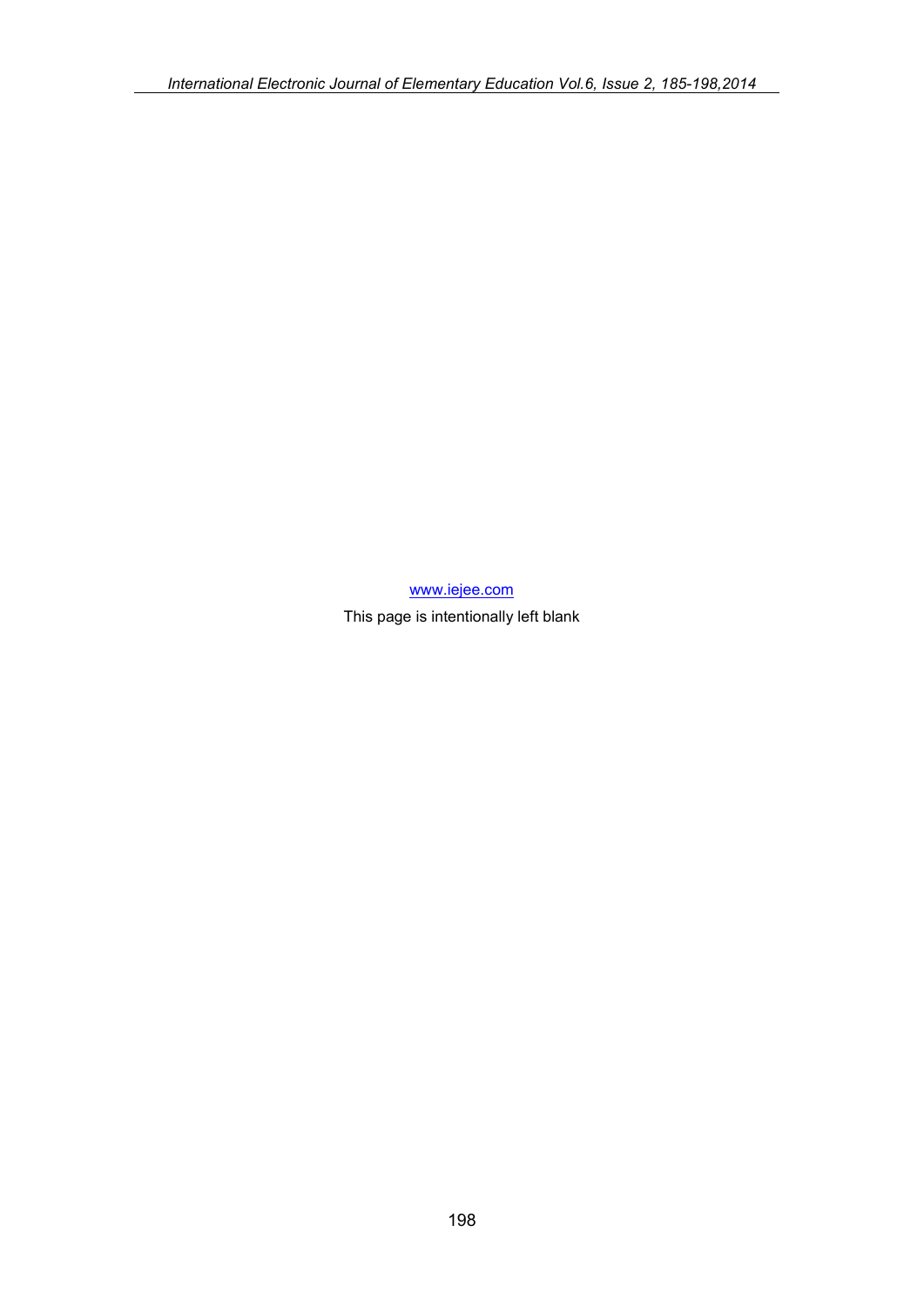www.iejee.com

This page is intentionally left blank